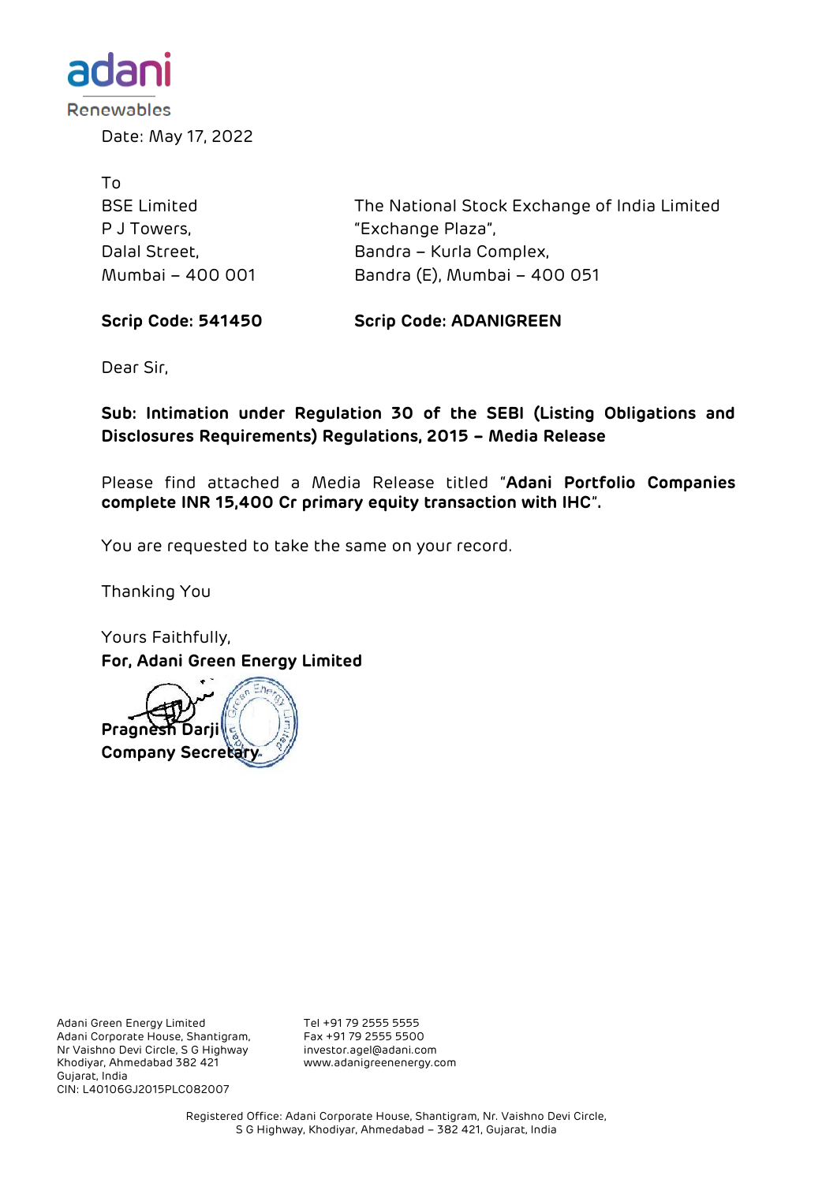Date: May 17, 2022

To

| BSE Limited | The National Stock Exchange of India Limited |
| --- | --- |
| P J Towers, | "Exchange Plaza", |
| Dalal Street, | Bandra – Kurla Complex, |
| Mumbai – 400 001 | Bandra (E), Mumbai – 400 051 |
| **Scrip Code: 541450** | **Scrip Code: ADANIGREEN** |

Dear Sir,

**Sub: Intimation under Regulation 30 of the SEBI (Listing Obligations and Disclosures Requirements) Regulations, 2015 – Media Release**

Please find attached a Media Release titled "**Adani Portfolio Companies complete INR 15,400 Cr primary equity transaction with IHC**".

You are requested to take the same on your record.

Thanking You

Yours Faithfully,
**For, Adani Green Energy Limited**

**Pragnesh Darji**
**Company Secretary**

Adani Green Energy Limited
Adani Corporate House, Shantigram,
Nr Vaishno Devi Circle, S G Highway
Khodiyar, Ahmedabad 382 421
Gujarat, India
CIN: L40106GJ2015PLC082007

Tel +91 79 2555 5555
Fax +91 79 2555 5500
investor.agel@adani.com
www.adanigreenenergy.com

Registered Office: Adani Corporate House, Shantigram, Nr. Vaishno Devi Circle, S G Highway, Khodiyar, Ahmedabad – 382 421, Gujarat, India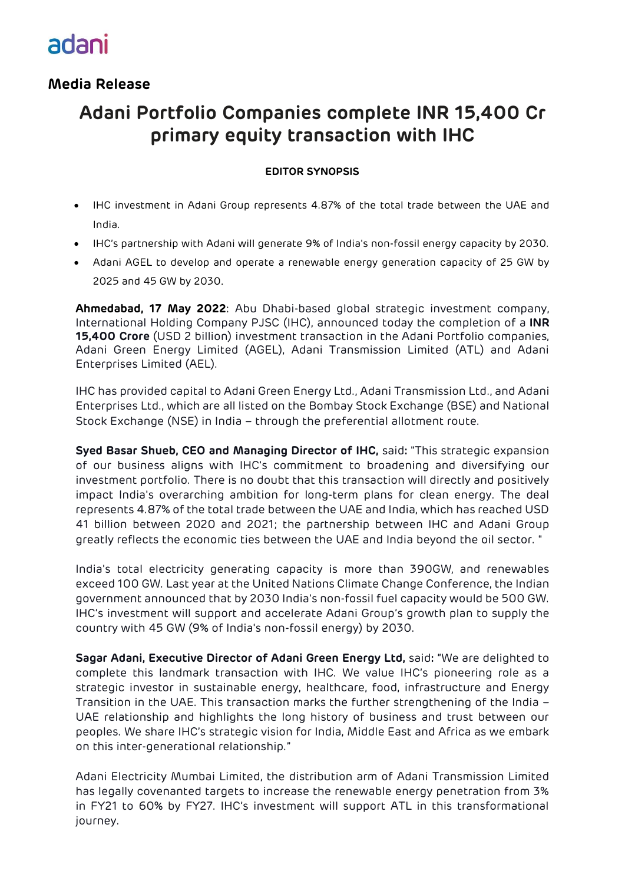adani

## Media Release

# Adani Portfolio Companies complete INR 15,400 Cr primary equity transaction with IHC

**EDITOR SYNOPSIS**

- IHC investment in Adani Group represents 4.87% of the total trade between the UAE and India.
- IHC's partnership with Adani will generate 9% of India's non-fossil energy capacity by 2030.
- Adani AGEL to develop and operate a renewable energy generation capacity of 25 GW by 2025 and 45 GW by 2030.

**Ahmedabad, 17 May 2022**: Abu Dhabi-based global strategic investment company, International Holding Company PJSC (IHC), announced today the completion of a **INR 15,400 Crore** (USD 2 billion) investment transaction in the Adani Portfolio companies, Adani Green Energy Limited (AGEL), Adani Transmission Limited (ATL) and Adani Enterprises Limited (AEL).

IHC has provided capital to Adani Green Energy Ltd., Adani Transmission Ltd., and Adani Enterprises Ltd., which are all listed on the Bombay Stock Exchange (BSE) and National Stock Exchange (NSE) in India – through the preferential allotment route.

**Syed Basar Shueb, CEO and Managing Director of IHC,** said**:** "This strategic expansion of our business aligns with IHC's commitment to broadening and diversifying our investment portfolio. There is no doubt that this transaction will directly and positively impact India's overarching ambition for long-term plans for clean energy. The deal represents 4.87% of the total trade between the UAE and India, which has reached USD 41 billion between 2020 and 2021; the partnership between IHC and Adani Group greatly reflects the economic ties between the UAE and India beyond the oil sector. "

India's total electricity generating capacity is more than 390GW, and renewables exceed 100 GW. Last year at the United Nations Climate Change Conference, the Indian government announced that by 2030 India's non-fossil fuel capacity would be 500 GW. IHC's investment will support and accelerate Adani Group's growth plan to supply the country with 45 GW (9% of India's non-fossil energy) by 2030.

**Sagar Adani, Executive Director of Adani Green Energy Ltd,** said**:** "We are delighted to complete this landmark transaction with IHC. We value IHC's pioneering role as a strategic investor in sustainable energy, healthcare, food, infrastructure and Energy Transition in the UAE. This transaction marks the further strengthening of the India – UAE relationship and highlights the long history of business and trust between our peoples. We share IHC's strategic vision for India, Middle East and Africa as we embark on this inter-generational relationship."

Adani Electricity Mumbai Limited, the distribution arm of Adani Transmission Limited has legally covenanted targets to increase the renewable energy penetration from 3% in FY21 to 60% by FY27. IHC's investment will support ATL in this transformational journey.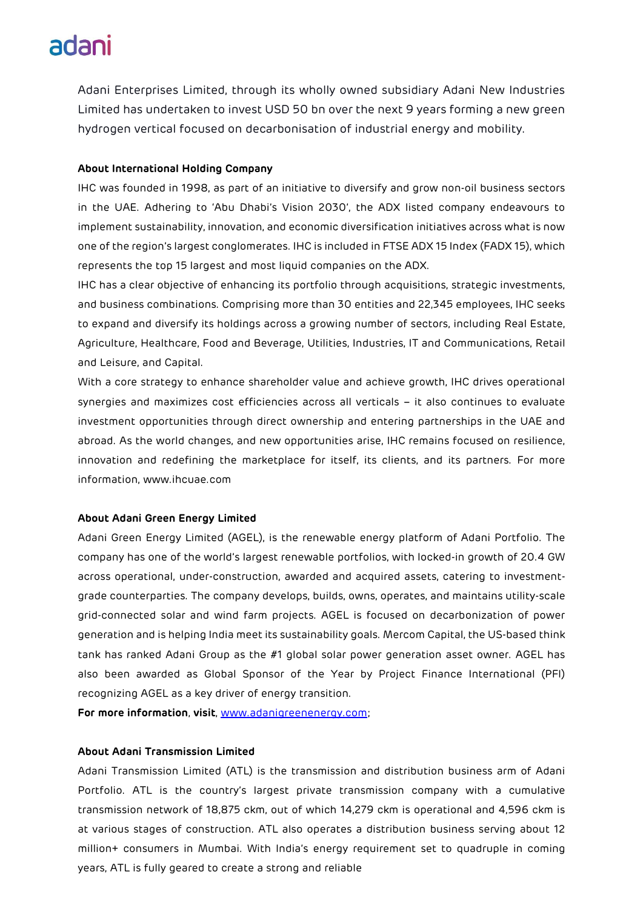Adani Enterprises Limited, through its wholly owned subsidiary Adani New Industries Limited has undertaken to invest USD 50 bn over the next 9 years forming a new green hydrogen vertical focused on decarbonisation of industrial energy and mobility.

**About International Holding Company**

IHC was founded in 1998, as part of an initiative to diversify and grow non-oil business sectors in the UAE. Adhering to 'Abu Dhabi's Vision 2030', the ADX listed company endeavours to implement sustainability, innovation, and economic diversification initiatives across what is now one of the region's largest conglomerates. IHC is included in FTSE ADX 15 Index (FADX 15), which represents the top 15 largest and most liquid companies on the ADX.

IHC has a clear objective of enhancing its portfolio through acquisitions, strategic investments, and business combinations. Comprising more than 30 entities and 22,345 employees, IHC seeks to expand and diversify its holdings across a growing number of sectors, including Real Estate, Agriculture, Healthcare, Food and Beverage, Utilities, Industries, IT and Communications, Retail and Leisure, and Capital.

With a core strategy to enhance shareholder value and achieve growth, IHC drives operational synergies and maximizes cost efficiencies across all verticals – it also continues to evaluate investment opportunities through direct ownership and entering partnerships in the UAE and abroad. As the world changes, and new opportunities arise, IHC remains focused on resilience, innovation and redefining the marketplace for itself, its clients, and its partners. For more information, www.ihcuae.com

**About Adani Green Energy Limited**

Adani Green Energy Limited (AGEL), is the renewable energy platform of Adani Portfolio. The company has one of the world's largest renewable portfolios, with locked-in growth of 20.4 GW across operational, under-construction, awarded and acquired assets, catering to investment-grade counterparties. The company develops, builds, owns, operates, and maintains utility-scale grid-connected solar and wind farm projects. AGEL is focused on decarbonization of power generation and is helping India meet its sustainability goals. Mercom Capital, the US-based think tank has ranked Adani Group as the #1 global solar power generation asset owner. AGEL has also been awarded as Global Sponsor of the Year by Project Finance International (PFI) recognizing AGEL as a key driver of energy transition.

**For more information**, **visit**, [www.adanigreenenergy.com](http://www.adanigreenenergy.com);

**About Adani Transmission Limited**

Adani Transmission Limited (ATL) is the transmission and distribution business arm of Adani Portfolio. ATL is the country's largest private transmission company with a cumulative transmission network of 18,875 ckm, out of which 14,279 ckm is operational and 4,596 ckm is at various stages of construction. ATL also operates a distribution business serving about 12 million+ consumers in Mumbai. With India's energy requirement set to quadruple in coming years, ATL is fully geared to create a strong and reliable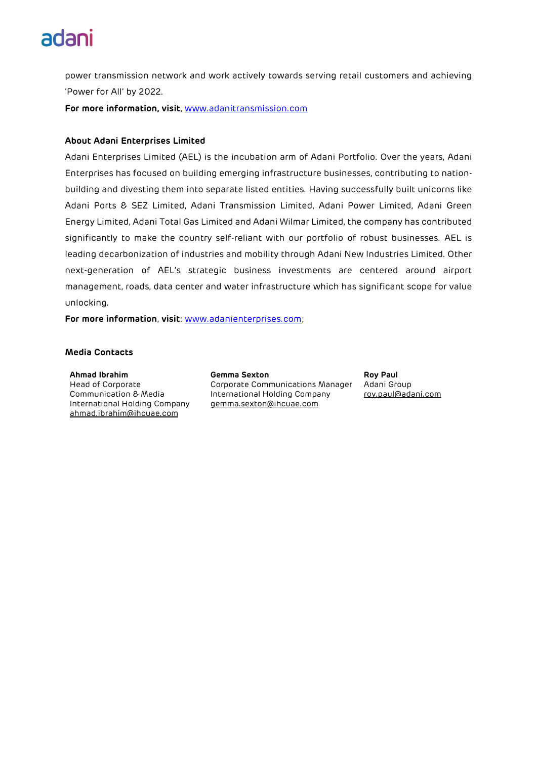power transmission network and work actively towards serving retail customers and achieving 'Power for All' by 2022.

**For more information, visit**, www.adanitransmission.com

**About Adani Enterprises Limited**

Adani Enterprises Limited (AEL) is the incubation arm of Adani Portfolio. Over the years, Adani Enterprises has focused on building emerging infrastructure businesses, contributing to nation-building and divesting them into separate listed entities. Having successfully built unicorns like Adani Ports & SEZ Limited, Adani Transmission Limited, Adani Power Limited, Adani Green Energy Limited, Adani Total Gas Limited and Adani Wilmar Limited, the company has contributed significantly to make the country self-reliant with our portfolio of robust businesses. AEL is leading decarbonization of industries and mobility through Adani New Industries Limited. Other next-generation of AEL's strategic business investments are centered around airport management, roads, data center and water infrastructure which has significant scope for value unlocking.

**For more information**, **visit**: www.adanienterprises.com;

**Media Contacts**

**Ahmad Ibrahim**
Head of Corporate Communication & Media
International Holding Company
ahmad.ibrahim@ihcuae.com

**Gemma Sexton**
Corporate Communications Manager
International Holding Company
gemma.sexton@ihcuae.com

**Roy Paul**
Adani Group
roy.paul@adani.com